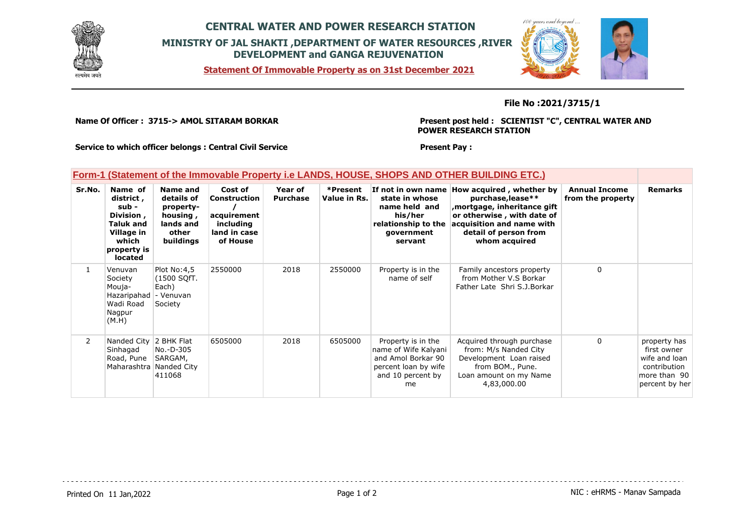# CENTRAL WATER AND POWER RESEARCH STATION

## MINISTRY OF JAL SHAKTI ,DEPARTMENT OF WATER RESOURCES ,RIVER DEVELOPMENT and GANGA REJUVENATION

**Statement Of Immovable Property as on 31st December 2021**

**File No :2021/3715/1**

**Name Of Officer : 3715-> AMOL SITARAM BORKAR**

**Present post held : SCIENTIST "C", CENTRAL WATER AND POWER RESEARCH STATION**

**Service to which officer belongs : Central Civil Service**

**Present Pay :**

## Form-1 (Statement of the Immovable Property i.e LANDS, HOUSE, SHOPS AND OTHER BUILDING ETC.)

| Sr.No. | Name of district , sub - Division , Taluk and Village in which property is located | Name and details of property-housing , lands and other buildings | Cost of Construction / acquirement including land in case of House | Year of Purchase | *Present Value in Rs. | If not in own name state in whose name held and his/her relationship to the government servant | How acquired , whether by purchase,lease** ,mortgage, inheritance gift or otherwise , with date of acquisition and name with detail of person from whom acquired | Annual Income from the property | Remarks |
|---|---|---|---|---|---|---|---|---|---|
| 1 | Venuvan Society Mouja-Hazaripahad Wadi Road Nagpur (M.H) | Plot No:4,5 (1500 SQfT. Each) - Venuvan Society | 2550000 | 2018 | 2550000 | Property is in the name of self | Family ancestors property from Mother V.S Borkar Father Late Shri S.J.Borkar | 0 | |
| 2 | Nanded City Sinhagad Road, Pune Maharashtra | 2 BHK Flat No.-D-305 SARGAM, Nanded City 411068 | 6505000 | 2018 | 6505000 | Property is in the name of Wife Kalyani and Amol Borkar 90 percent loan by wife and 10 percent by me | Acquired through purchase from: M/s Nanded City Development Loan raised from BOM., Pune. Loan amount on my Name 4,83,000.00 | 0 | property has first owner wife and loan contribution more than 90 percent by her |

Printed On 11 Jan,2022

NIC : eHRMS - Manav Sampada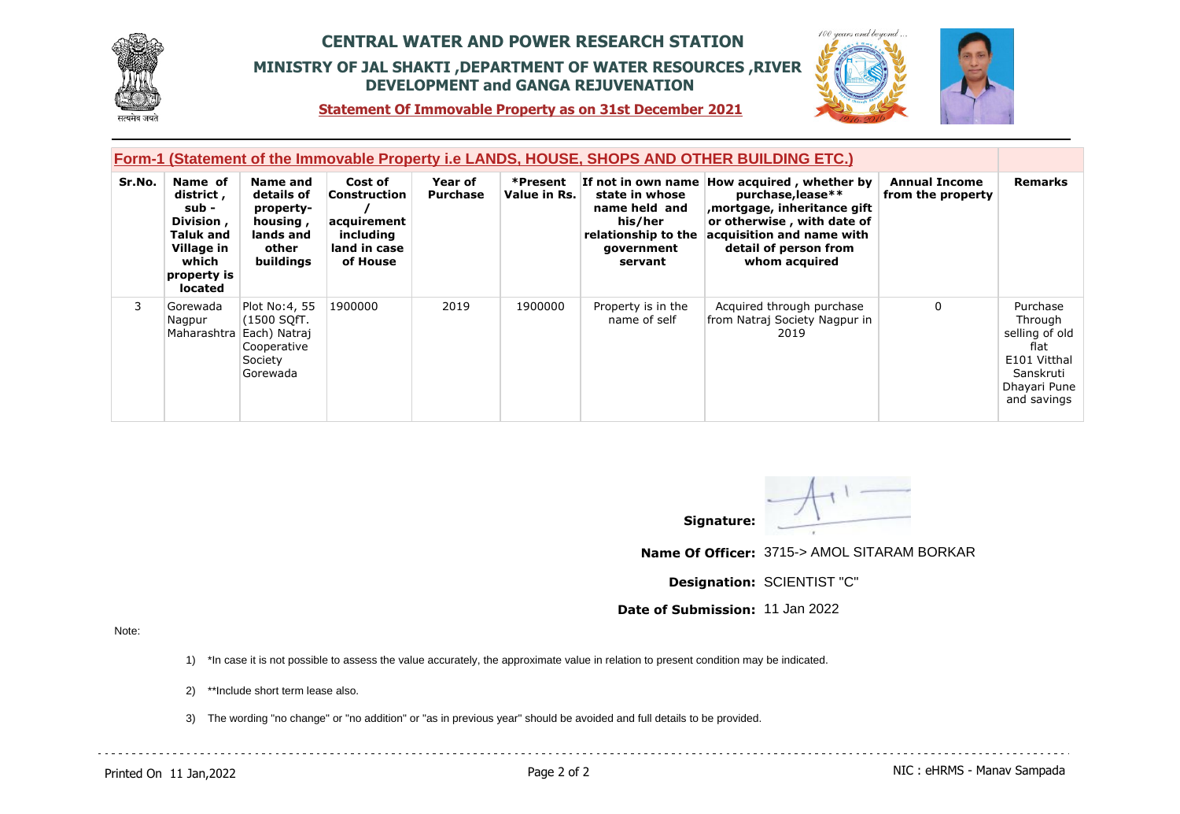# CENTRAL WATER AND POWER RESEARCH STATION

## MINISTRY OF JAL SHAKTI ,DEPARTMENT OF WATER RESOURCES ,RIVER DEVELOPMENT and GANGA REJUVENATION

**Statement Of Immovable Property as on 31st December 2021**

### Form-1 (Statement of the Immovable Property i.e LANDS, HOUSE, SHOPS AND OTHER BUILDING ETC.)

| Sr.No. | Name of district , sub - Division , Taluk and Village in which property is located | Name and details of property- housing , lands and other buildings | Cost of Construction / acquirement including land in case of House | Year of Purchase | *Present Value in Rs. | If not in own name state in whose name held and his/her relationship to the government servant | How acquired , whether by purchase,lease** ,mortgage, inheritance gift or otherwise , with date of acquisition and name with detail of person from whom acquired | Annual Income from the property | Remarks |
|---|---|---|---|---|---|---|---|---|---|
| 3 | Gorewada Nagpur Maharashtra | Plot No:4, 55 (1500 SQfT. Each) Natraj Cooperative Society Gorewada | 1900000 | 2019 | 1900000 | Property is in the name of self | Acquired through purchase from Natraj Society Nagpur in 2019 | 0 | Purchase Through selling of old flat E101 Vitthal Sanskruti Dhayari Pune and savings |

**Signature:**

**Name Of Officer:** 3715-> AMOL SITARAM BORKAR

**Designation:** SCIENTIST "C"

**Date of Submission:** 11 Jan 2022

Note:

1) *In case it is not possible to assess the value accurately, the approximate value in relation to present condition may be indicated.

2) **Include short term lease also.

3) The wording "no change" or "no addition" or "as in previous year" should be avoided and full details to be provided.

Printed On 11 Jan,2022

NIC : eHRMS - Manav Sampada